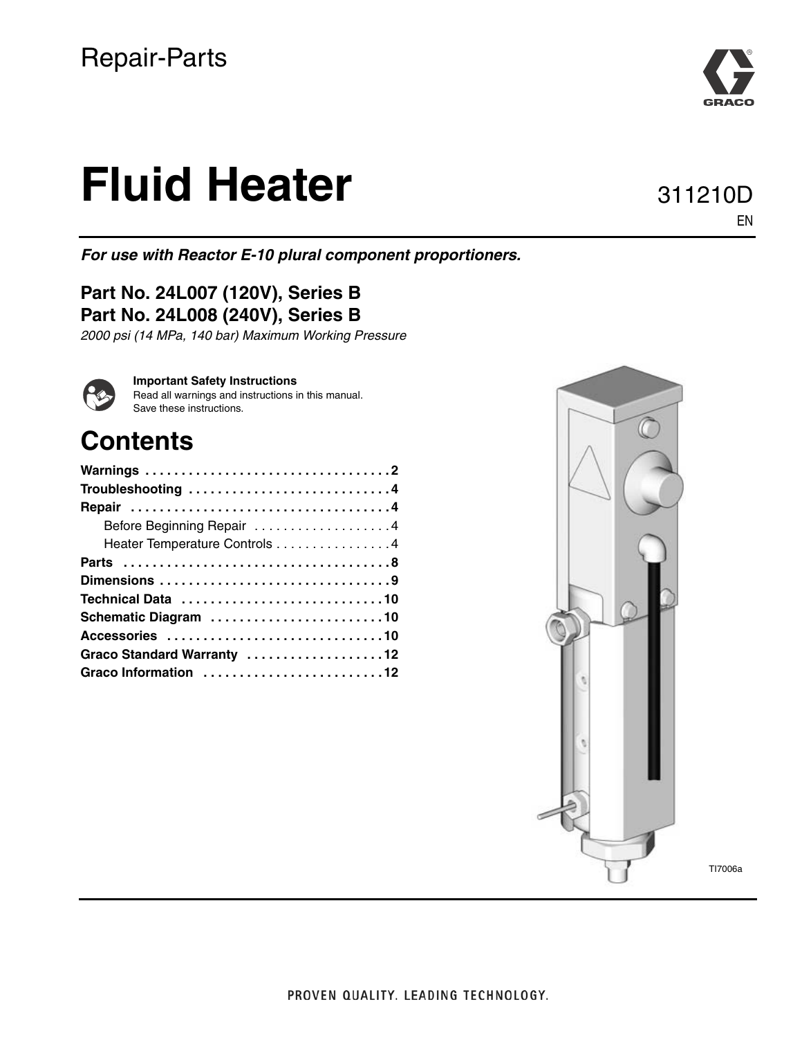Repair-Parts

# Fluid Heater

311210D

EN

***For use with Reactor E-10 plural component proportioners.***

**Part No. 24L007 (120V), Series B**
**Part No. 24L008 (240V), Series B**

*2000 psi (14 MPa, 140 bar) Maximum Working Pressure*

**Important Safety Instructions**
Read all warnings and instructions in this manual.
Save these instructions.

## Contents

- **Warnings** . . . . . . . . . . . . . . . . . . . . . . . . . . . . . . . . . 2
- **Troubleshooting** . . . . . . . . . . . . . . . . . . . . . . . . . . . 4
- **Repair** . . . . . . . . . . . . . . . . . . . . . . . . . . . . . . . . . . . 4
  - Before Beginning Repair . . . . . . . . . . . . . . . . . . 4
  - Heater Temperature Controls . . . . . . . . . . . . . . . . 4
- **Parts** . . . . . . . . . . . . . . . . . . . . . . . . . . . . . . . . . . . . 8
- **Dimensions** . . . . . . . . . . . . . . . . . . . . . . . . . . . . . . . 9
- **Technical Data** . . . . . . . . . . . . . . . . . . . . . . . . . . . 10
- **Schematic Diagram** . . . . . . . . . . . . . . . . . . . . . . . 10
- **Accessories** . . . . . . . . . . . . . . . . . . . . . . . . . . . . . 10
- **Graco Standard Warranty** . . . . . . . . . . . . . . . . . . 12
- **Graco Information** . . . . . . . . . . . . . . . . . . . . . . . . 12

TI7006a

PROVEN QUALITY. LEADING TECHNOLOGY.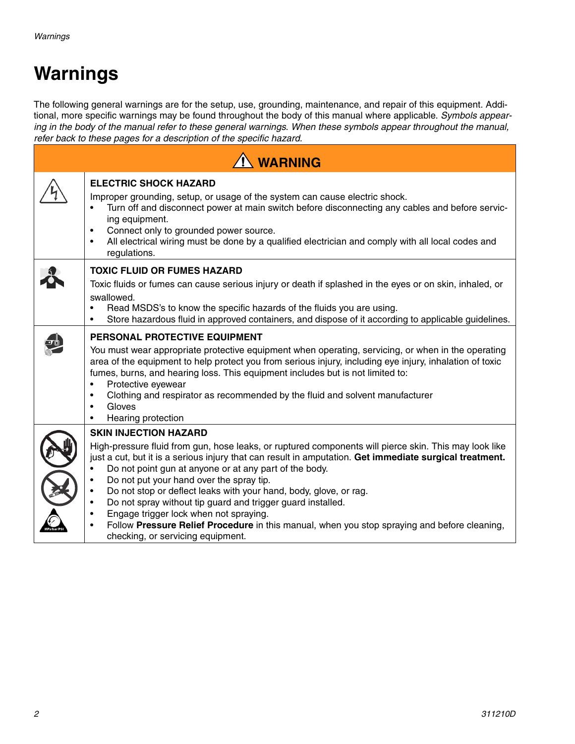# Warnings

The following general warnings are for the setup, use, grounding, maintenance, and repair of this equipment. Additional, more specific warnings may be found throughout the body of this manual where applicable. *Symbols appearing in the body of the manual refer to these general warnings. When these symbols appear throughout the manual, refer back to these pages for a description of the specific hazard.*

## ⚠ WARNING

**ELECTRIC SHOCK HAZARD**

Improper grounding, setup, or usage of the system can cause electric shock.

- Turn off and disconnect power at main switch before disconnecting any cables and before servicing equipment.
- Connect only to grounded power source.
- All electrical wiring must be done by a qualified electrician and comply with all local codes and regulations.

**TOXIC FLUID OR FUMES HAZARD**

Toxic fluids or fumes can cause serious injury or death if splashed in the eyes or on skin, inhaled, or swallowed.

- Read MSDS's to know the specific hazards of the fluids you are using.
- Store hazardous fluid in approved containers, and dispose of it according to applicable guidelines.

**PERSONAL PROTECTIVE EQUIPMENT**

You must wear appropriate protective equipment when operating, servicing, or when in the operating area of the equipment to help protect you from serious injury, including eye injury, inhalation of toxic fumes, burns, and hearing loss. This equipment includes but is not limited to:

- Protective eyewear
- Clothing and respirator as recommended by the fluid and solvent manufacturer
- Gloves
- Hearing protection

**SKIN INJECTION HAZARD**

High-pressure fluid from gun, hose leaks, or ruptured components will pierce skin. This may look like just a cut, but it is a serious injury that can result in amputation. **Get immediate surgical treatment.**

- Do not point gun at anyone or at any part of the body.
- Do not put your hand over the spray tip.
- Do not stop or deflect leaks with your hand, body, glove, or rag.
- Do not spray without tip guard and trigger guard installed.
- Engage trigger lock when not spraying.
- Follow **Pressure Relief Procedure** in this manual, when you stop spraying and before cleaning, checking, or servicing equipment.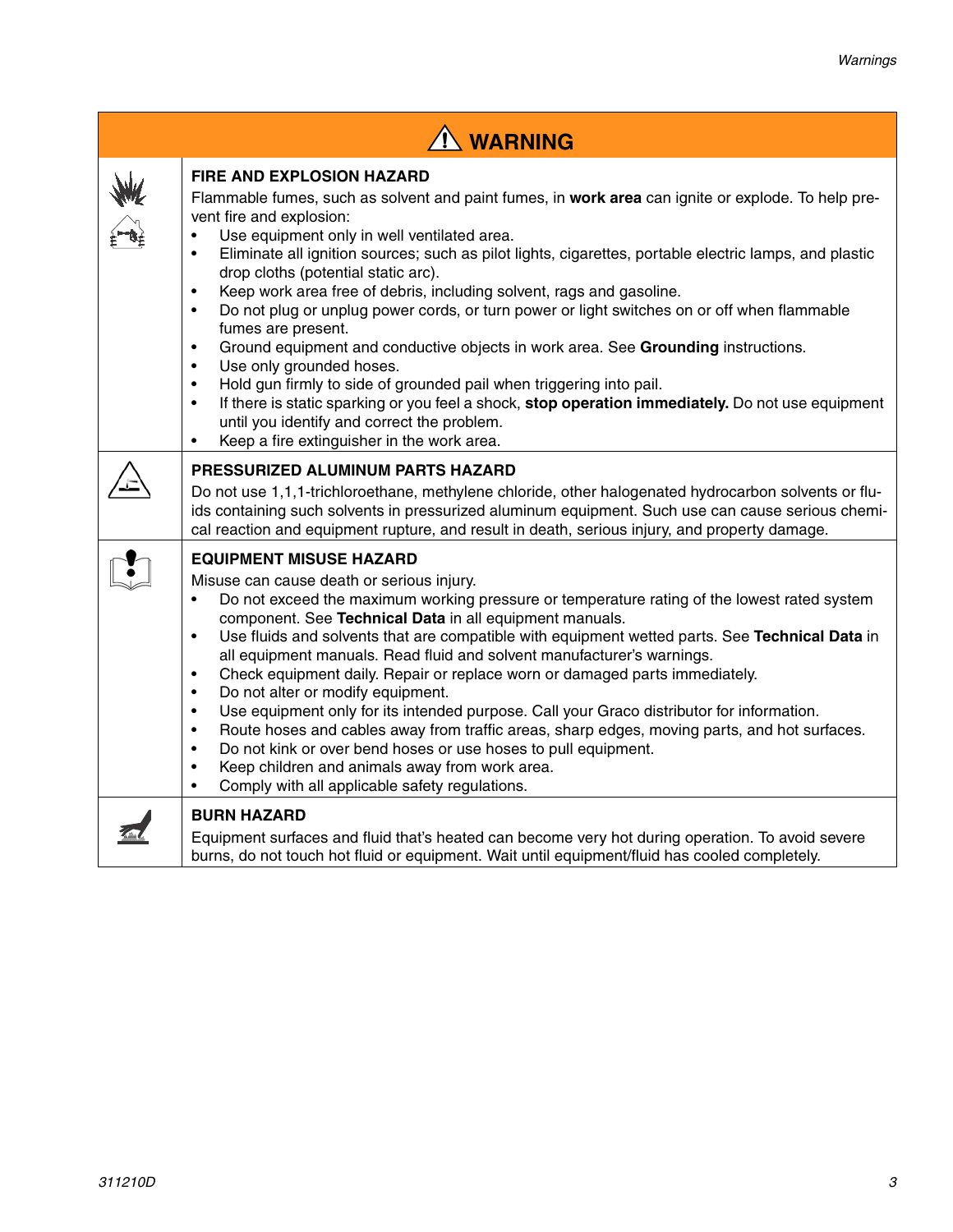## ⚠ WARNING

### FIRE AND EXPLOSION HAZARD

Flammable fumes, such as solvent and paint fumes, in **work area** can ignite or explode. To help prevent fire and explosion:

- Use equipment only in well ventilated area.
- Eliminate all ignition sources; such as pilot lights, cigarettes, portable electric lamps, and plastic drop cloths (potential static arc).
- Keep work area free of debris, including solvent, rags and gasoline.
- Do not plug or unplug power cords, or turn power or light switches on or off when flammable fumes are present.
- Ground equipment and conductive objects in work area. See **Grounding** instructions.
- Use only grounded hoses.
- Hold gun firmly to side of grounded pail when triggering into pail.
- If there is static sparking or you feel a shock, **stop operation immediately.** Do not use equipment until you identify and correct the problem.
- Keep a fire extinguisher in the work area.

### PRESSURIZED ALUMINUM PARTS HAZARD

Do not use 1,1,1-trichloroethane, methylene chloride, other halogenated hydrocarbon solvents or fluids containing such solvents in pressurized aluminum equipment. Such use can cause serious chemical reaction and equipment rupture, and result in death, serious injury, and property damage.

### EQUIPMENT MISUSE HAZARD

Misuse can cause death or serious injury.

- Do not exceed the maximum working pressure or temperature rating of the lowest rated system component. See **Technical Data** in all equipment manuals.
- Use fluids and solvents that are compatible with equipment wetted parts. See **Technical Data** in all equipment manuals. Read fluid and solvent manufacturer's warnings.
- Check equipment daily. Repair or replace worn or damaged parts immediately.
- Do not alter or modify equipment.
- Use equipment only for its intended purpose. Call your Graco distributor for information.
- Route hoses and cables away from traffic areas, sharp edges, moving parts, and hot surfaces.
- Do not kink or over bend hoses or use hoses to pull equipment.
- Keep children and animals away from work area.
- Comply with all applicable safety regulations.

### BURN HAZARD

Equipment surfaces and fluid that's heated can become very hot during operation. To avoid severe burns, do not touch hot fluid or equipment. Wait until equipment/fluid has cooled completely.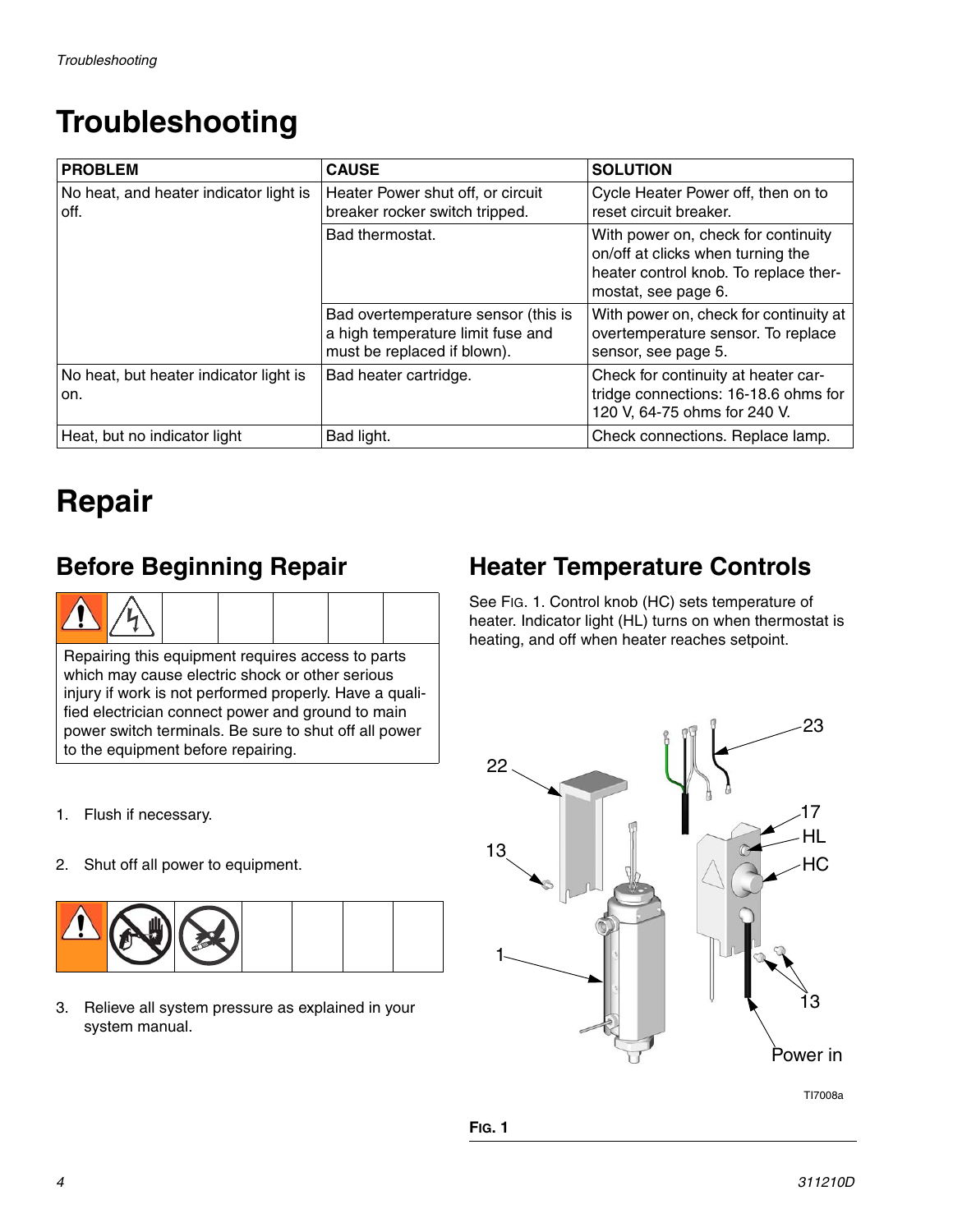# Troubleshooting

| PROBLEM | CAUSE | SOLUTION |
|---|---|---|
| No heat, and heater indicator light is off. | Heater Power shut off, or circuit breaker rocker switch tripped. | Cycle Heater Power off, then on to reset circuit breaker. |
| | Bad thermostat. | With power on, check for continuity on/off at clicks when turning the heater control knob. To replace thermostat, see page 6. |
| | Bad overtemperature sensor (this is a high temperature limit fuse and must be replaced if blown). | With power on, check for continuity at overtemperature sensor. To replace sensor, see page 5. |
| No heat, but heater indicator light is on. | Bad heater cartridge. | Check for continuity at heater cartridge connections: 16-18.6 ohms for 120 V, 64-75 ohms for 240 V. |
| Heat, but no indicator light | Bad light. | Check connections. Replace lamp. |

# Repair

## Before Beginning Repair

Repairing this equipment requires access to parts which may cause electric shock or other serious injury if work is not performed properly. Have a qualified electrician connect power and ground to main power switch terminals. Be sure to shut off all power to the equipment before repairing.

1. Flush if necessary.
2. Shut off all power to equipment.
3. Relieve all system pressure as explained in your system manual.

## Heater Temperature Controls

See FIG. 1. Control knob (HC) sets temperature of heater. Indicator light (HL) turns on when thermostat is heating, and off when heater reaches setpoint.

**FIG. 1**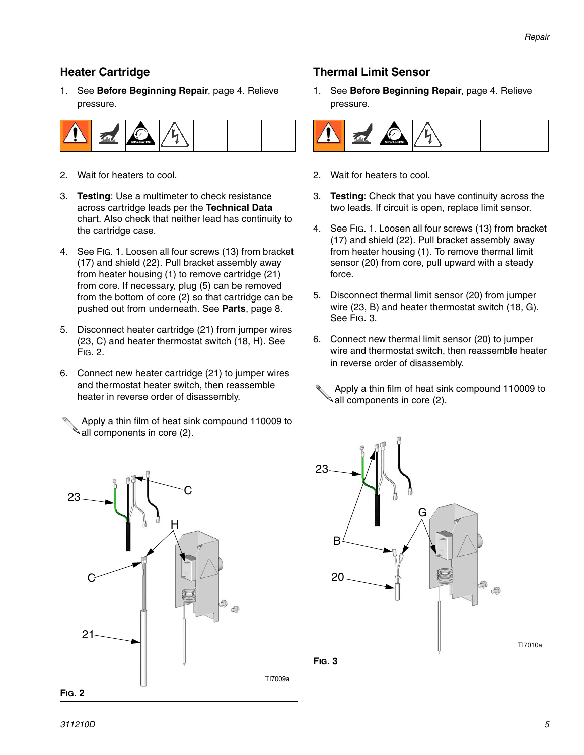## Heater Cartridge

1. See **Before Beginning Repair**, page 4. Relieve pressure.
2. Wait for heaters to cool.
3. **Testing**: Use a multimeter to check resistance across cartridge leads per the **Technical Data** chart. Also check that neither lead has continuity to the cartridge case.
4. See FIG. 1. Loosen all four screws (13) from bracket (17) and shield (22). Pull bracket assembly away from heater housing (1) to remove cartridge (21) from core. If necessary, plug (5) can be removed from the bottom of core (2) so that cartridge can be pushed out from underneath. See **Parts**, page 8.
5. Disconnect heater cartridge (21) from jumper wires (23, C) and heater thermostat switch (18, H). See FIG. 2.
6. Connect new heater cartridge (21) to jumper wires and thermostat heater switch, then reassemble heater in reverse order of disassembly.

Apply a thin film of heat sink compound 110009 to all components in core (2).

**FIG. 2**

## Thermal Limit Sensor

1. See **Before Beginning Repair**, page 4. Relieve pressure.
2. Wait for heaters to cool.
3. **Testing**: Check that you have continuity across the two leads. If circuit is open, replace limit sensor.
4. See FIG. 1. Loosen all four screws (13) from bracket (17) and shield (22). Pull bracket assembly away from heater housing (1). To remove thermal limit sensor (20) from core, pull upward with a steady force.
5. Disconnect thermal limit sensor (20) from jumper wire (23, B) and heater thermostat switch (18, G). See FIG. 3.
6. Connect new thermal limit sensor (20) to jumper wire and thermostat switch, then reassemble heater in reverse order of disassembly.

Apply a thin film of heat sink compound 110009 to all components in core (2).

**FIG. 3**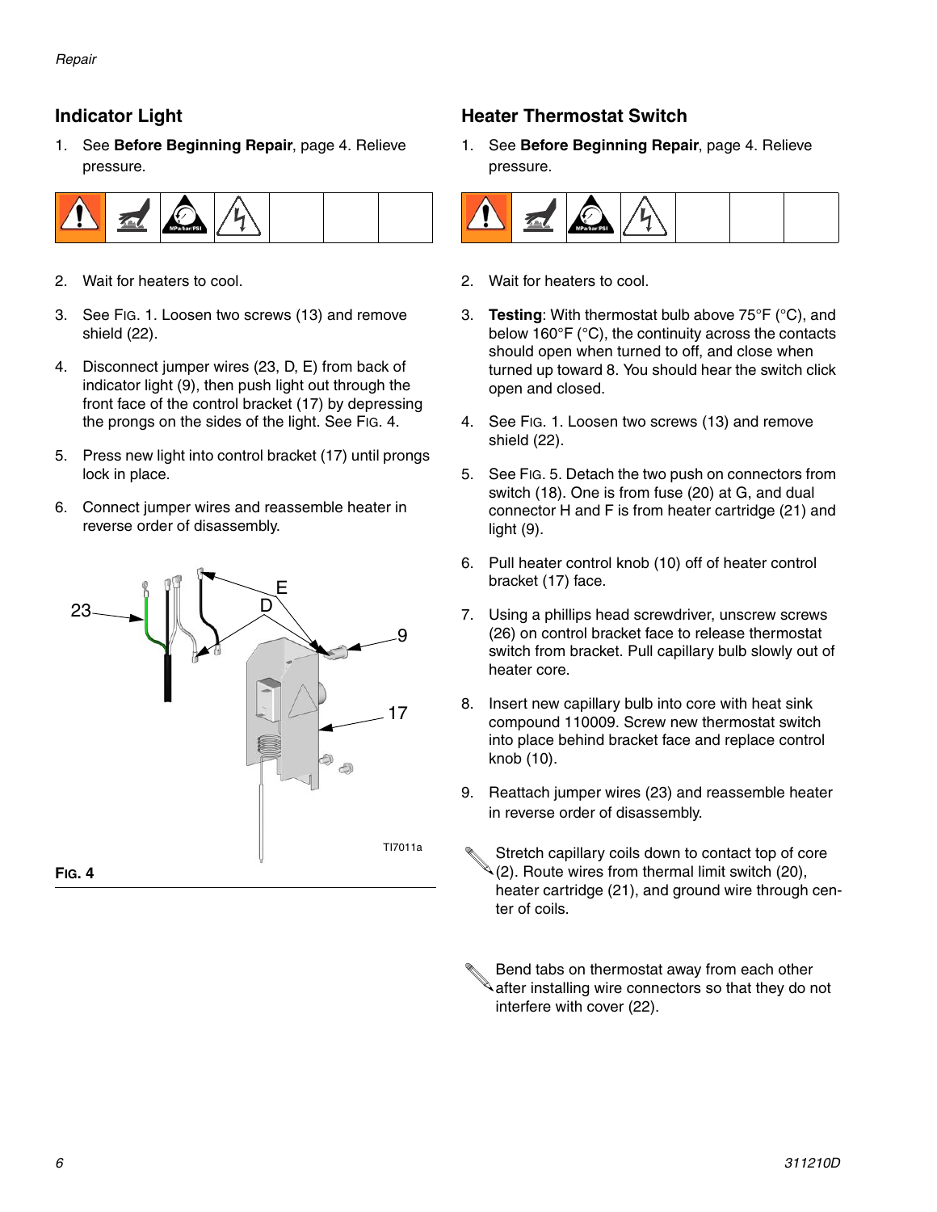## Indicator Light

1. See **Before Beginning Repair**, page 4. Relieve pressure.
2. Wait for heaters to cool.
3. See FIG. 1. Loosen two screws (13) and remove shield (22).
4. Disconnect jumper wires (23, D, E) from back of indicator light (9), then push light out through the front face of the control bracket (17) by depressing the prongs on the sides of the light. See FIG. 4.
5. Press new light into control bracket (17) until prongs lock in place.
6. Connect jumper wires and reassemble heater in reverse order of disassembly.

**FIG. 4**

## Heater Thermostat Switch

1. See **Before Beginning Repair**, page 4. Relieve pressure.
2. Wait for heaters to cool.
3. **Testing**: With thermostat bulb above 75°F (°C), and below 160°F (°C), the continuity across the contacts should open when turned to off, and close when turned up toward 8. You should hear the switch click open and closed.
4. See FIG. 1. Loosen two screws (13) and remove shield (22).
5. See FIG. 5. Detach the two push on connectors from switch (18). One is from fuse (20) at G, and dual connector H and F is from heater cartridge (21) and light (9).
6. Pull heater control knob (10) off of heater control bracket (17) face.
7. Using a phillips head screwdriver, unscrew screws (26) on control bracket face to release thermostat switch from bracket. Pull capillary bulb slowly out of heater core.
8. Insert new capillary bulb into core with heat sink compound 110009. Screw new thermostat switch into place behind bracket face and replace control knob (10).
9. Reattach jumper wires (23) and reassemble heater in reverse order of disassembly.

Stretch capillary coils down to contact top of core (2). Route wires from thermal limit switch (20), heater cartridge (21), and ground wire through center of coils.

Bend tabs on thermostat away from each other after installing wire connectors so that they do not interfere with cover (22).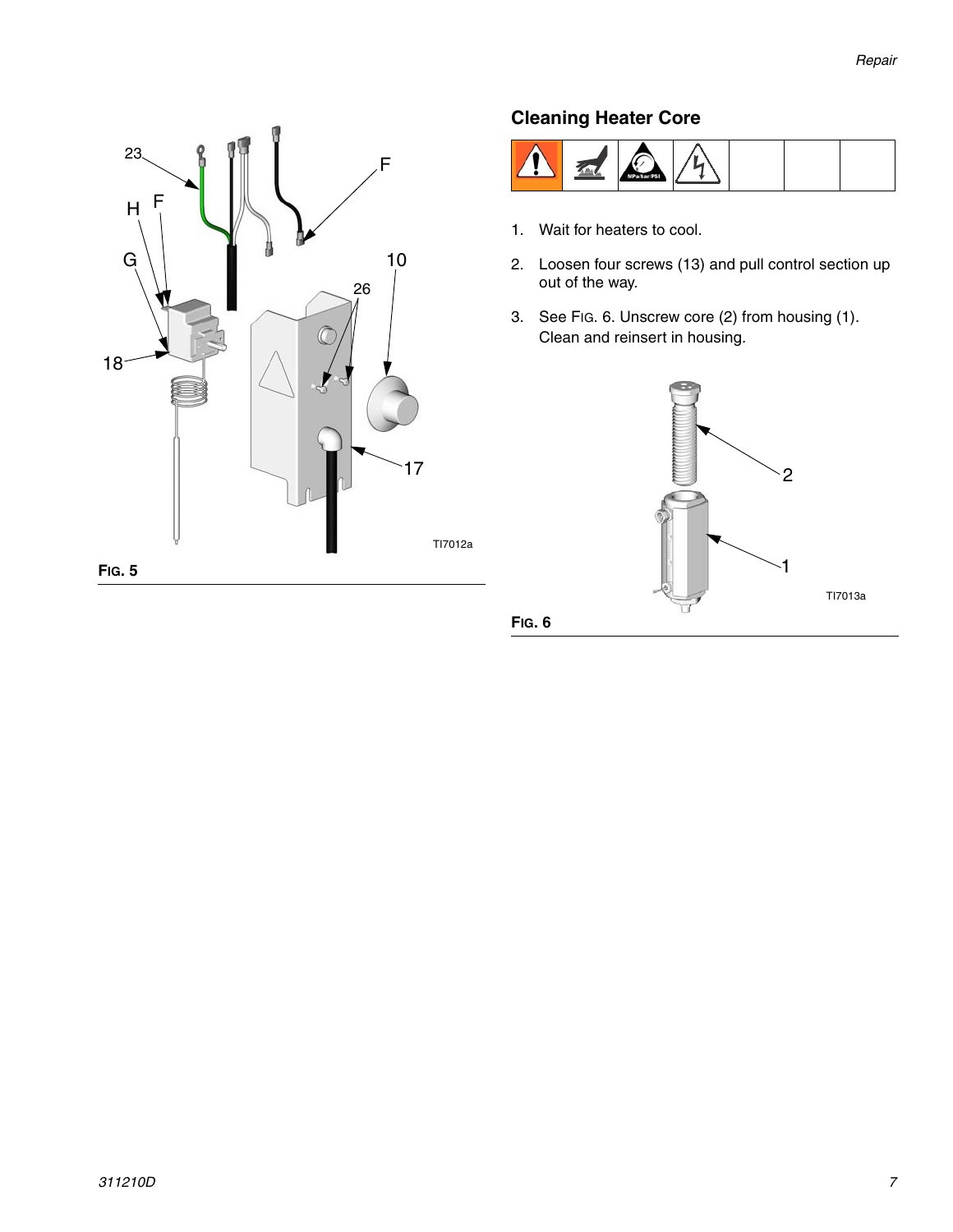**FIG. 5**

## Cleaning Heater Core

1. Wait for heaters to cool.
2. Loosen four screws (13) and pull control section up out of the way.
3. See FIG. 6. Unscrew core (2) from housing (1). Clean and reinsert in housing.

**FIG. 6**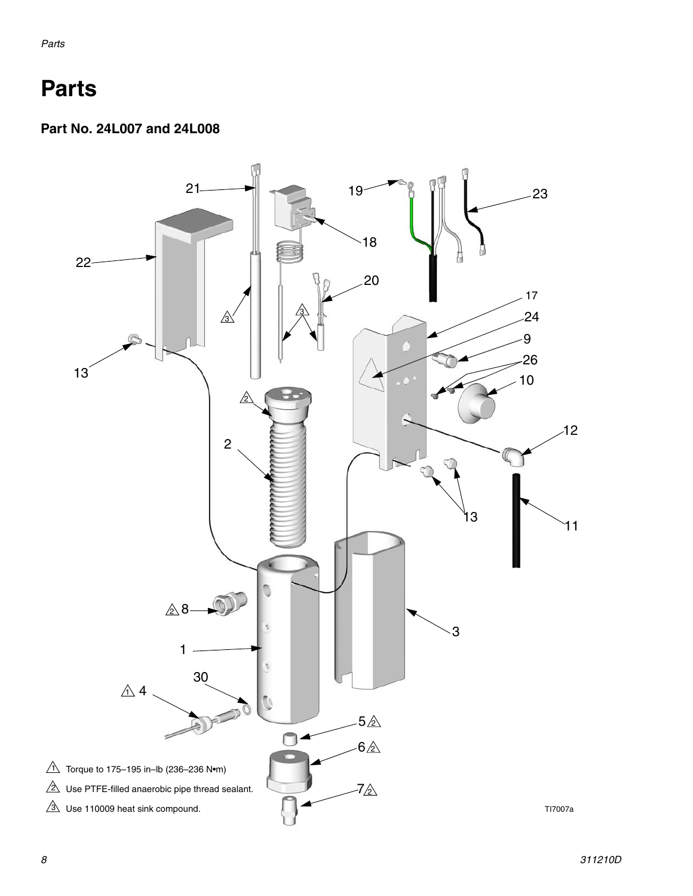# Parts

## Part No. 24L007 and 24L008

21 18 19 23 22 20 17 24 9 26 10 13 12 2 13 11 8 3 1 30 4 5 6 7

1 Torque to 175–195 in–lb (236–236 N•m)

2 Use PTFE-filled anaerobic pipe thread sealant.

3 Use 110009 heat sink compound.

TI7007a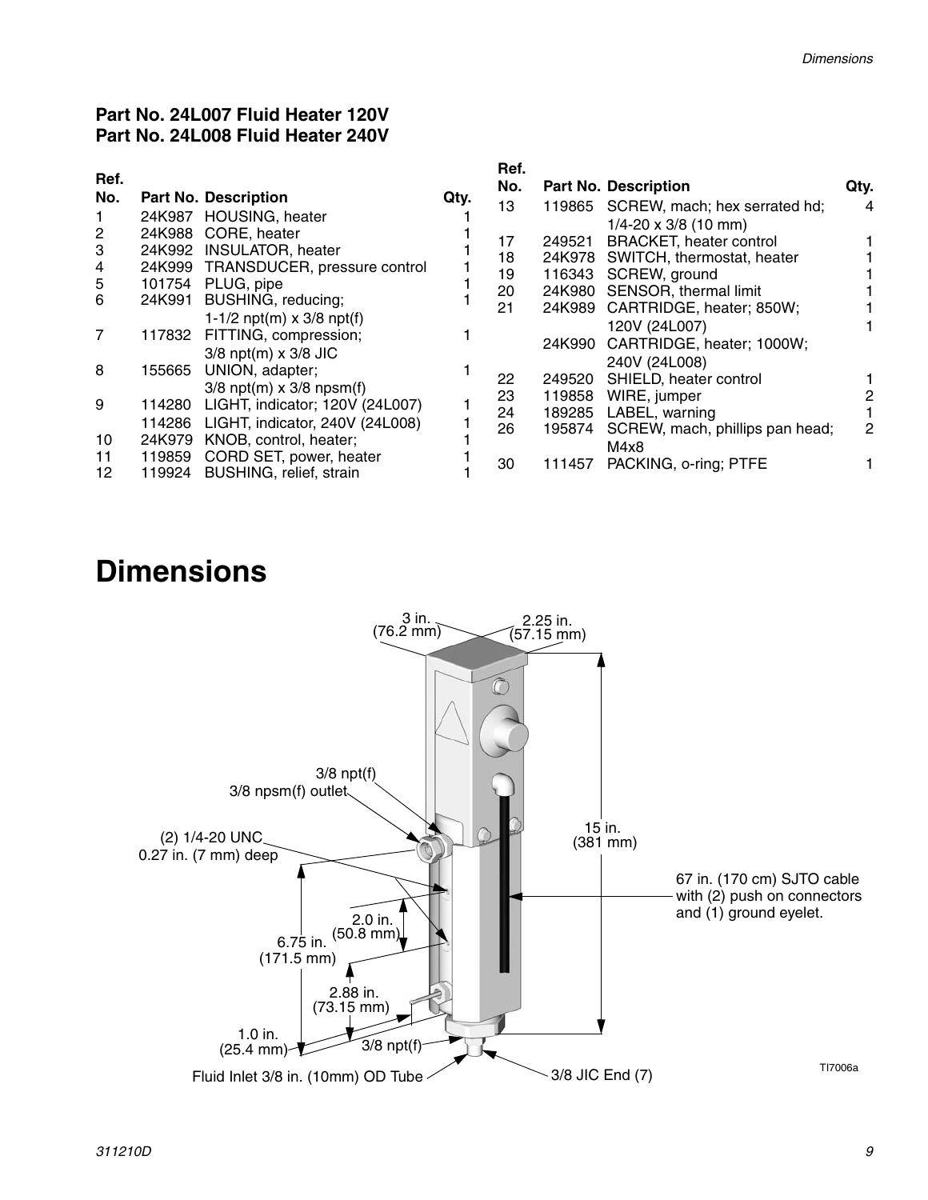### Part No. 24L007 Fluid Heater 120V
### Part No. 24L008 Fluid Heater 240V

| Ref. No. | Part No. | Description | Qty. |
|---|---|---|---|
| 1 | 24K987 | HOUSING, heater | 1 |
| 2 | 24K988 | CORE, heater | 1 |
| 3 | 24K992 | INSULATOR, heater | 1 |
| 4 | 24K999 | TRANSDUCER, pressure control | 1 |
| 5 | 101754 | PLUG, pipe | 1 |
| 6 | 24K991 | BUSHING, reducing; 1-1/2 npt(m) x 3/8 npt(f) | 1 |
| 7 | 117832 | FITTING, compression; 3/8 npt(m) x 3/8 JIC | 1 |
| 8 | 155665 | UNION, adapter; 3/8 npt(m) x 3/8 npsm(f) | 1 |
| 9 | 114280 | LIGHT, indicator; 120V (24L007) | 1 |
| | 114286 | LIGHT, indicator, 240V (24L008) | 1 |
| 10 | 24K979 | KNOB, control, heater; | 1 |
| 11 | 119859 | CORD SET, power, heater | 1 |
| 12 | 119924 | BUSHING, relief, strain | 1 |
| 13 | 119865 | SCREW, mach; hex serrated hd; 1/4-20 x 3/8 (10 mm) | 4 |
| 17 | 249521 | BRACKET, heater control | 1 |
| 18 | 24K978 | SWITCH, thermostat, heater | 1 |
| 19 | 116343 | SCREW, ground | 1 |
| 20 | 24K980 | SENSOR, thermal limit | 1 |
| 21 | 24K989 | CARTRIDGE, heater; 850W; 120V (24L007) | 1 |
| | 24K990 | CARTRIDGE, heater; 1000W; 240V (24L008) | 1 |
| 22 | 249520 | SHIELD, heater control | 1 |
| 23 | 119858 | WIRE, jumper | 2 |
| 24 | 189285 | LABEL, warning | 1 |
| 26 | 195874 | SCREW, mach, phillips pan head; M4x8 | 2 |
| 30 | 111457 | PACKING, o-ring; PTFE | 1 |

# Dimensions

3 in. (76.2 mm)

2.25 in. (57.15 mm)

15 in. (381 mm)

3/8 npt(f) 3/8 npsm(f) outlet

(2) 1/4-20 UNC 0.27 in. (7 mm) deep

67 in. (170 cm) SJTO cable with (2) push on connectors and (1) ground eyelet.

2.0 in. (50.8 mm)

6.75 in. (171.5 mm)

2.88 in. (73.15 mm)

1.0 in. (25.4 mm)

3/8 npt(f)

Fluid Inlet 3/8 in. (10mm) OD Tube

3/8 JIC End (7)

TI7006a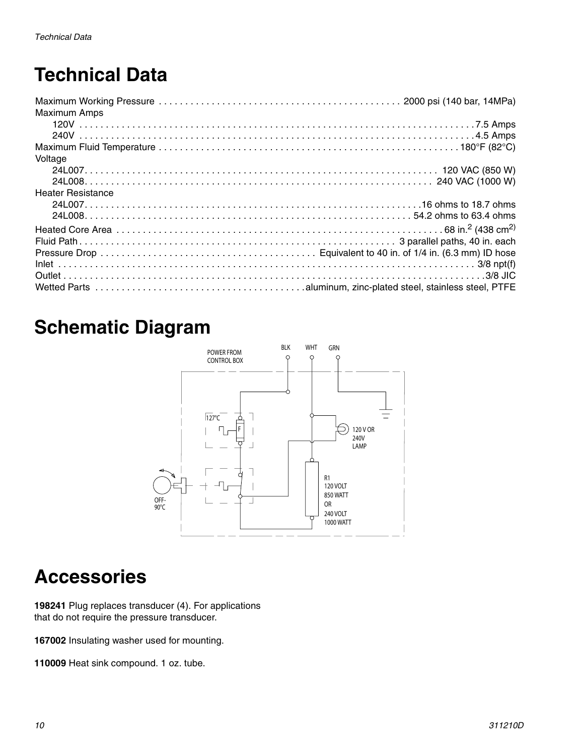# Technical Data

Maximum Working Pressure . . . . . . . . . . . . . . . . 2000 psi (140 bar, 14MPa)

Maximum Amps

- 120V . . . . . . . . . . . . . . . . 7.5 Amps
- 240V . . . . . . . . . . . . . . . . 4.5 Amps

Maximum Fluid Temperature . . . . . . . . . . . . . . . . 180°F (82°C)

Voltage

- 24L007. . . . . . . . . . . . . . . . 120 VAC (850 W)
- 24L008. . . . . . . . . . . . . . . . 240 VAC (1000 W)

Heater Resistance

- 24L007. . . . . . . . . . . . . . . . 16 ohms to 18.7 ohms
- 24L008. . . . . . . . . . . . . . . . 54.2 ohms to 63.4 ohms

Heated Core Area . . . . . . . . . . . . . . . . 68 in.$^2$ (438 cm$^2$)

Fluid Path . . . . . . . . . . . . . . . . 3 parallel paths, 40 in. each

Pressure Drop . . . . . . . . . . . . . . . . Equivalent to 40 in. of 1/4 in. (6.3 mm) ID hose

Inlet . . . . . . . . . . . . . . . . 3/8 npt(f)

Outlet . . . . . . . . . . . . . . . . 3/8 JIC

Wetted Parts . . . . . . . . . . . . . . . . aluminum, zinc-plated steel, stainless steel, PTFE

# Schematic Diagram

POWER FROM CONTROL BOX

BLK WHT GRN

127°C

F

120 V OR 240V LAMP

R1 120 VOLT 850 WATT OR 240 VOLT 1000 WATT

OFF-90°C

# Accessories

**198241** Plug replaces transducer (4). For applications that do not require the pressure transducer.

**167002** Insulating washer used for mounting.

**110009** Heat sink compound. 1 oz. tube.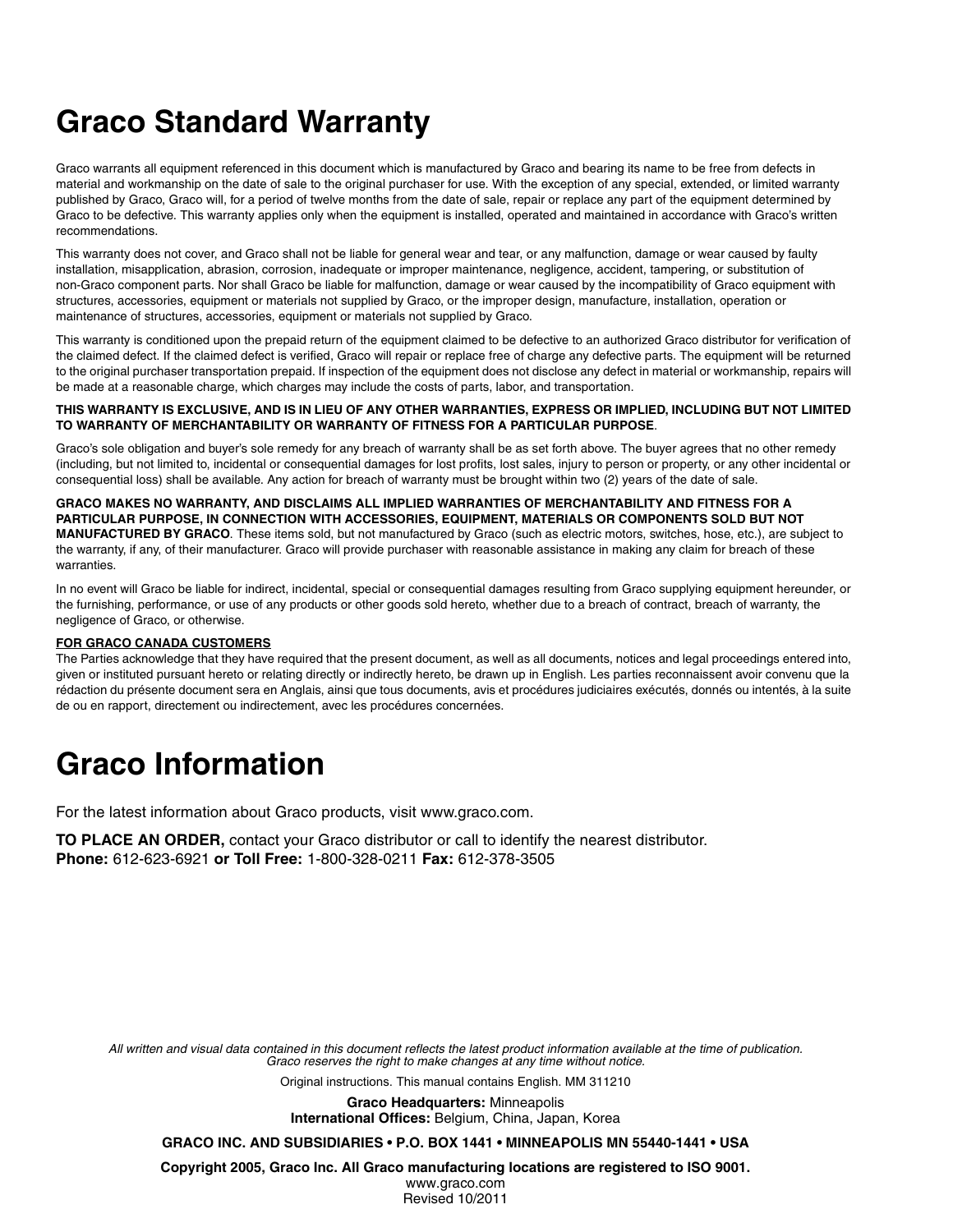# Graco Standard Warranty

Graco warrants all equipment referenced in this document which is manufactured by Graco and bearing its name to be free from defects in material and workmanship on the date of sale to the original purchaser for use. With the exception of any special, extended, or limited warranty published by Graco, Graco will, for a period of twelve months from the date of sale, repair or replace any part of the equipment determined by Graco to be defective. This warranty applies only when the equipment is installed, operated and maintained in accordance with Graco's written recommendations.

This warranty does not cover, and Graco shall not be liable for general wear and tear, or any malfunction, damage or wear caused by faulty installation, misapplication, abrasion, corrosion, inadequate or improper maintenance, negligence, accident, tampering, or substitution of non-Graco component parts. Nor shall Graco be liable for malfunction, damage or wear caused by the incompatibility of Graco equipment with structures, accessories, equipment or materials not supplied by Graco, or the improper design, manufacture, installation, operation or maintenance of structures, accessories, equipment or materials not supplied by Graco.

This warranty is conditioned upon the prepaid return of the equipment claimed to be defective to an authorized Graco distributor for verification of the claimed defect. If the claimed defect is verified, Graco will repair or replace free of charge any defective parts. The equipment will be returned to the original purchaser transportation prepaid. If inspection of the equipment does not disclose any defect in material or workmanship, repairs will be made at a reasonable charge, which charges may include the costs of parts, labor, and transportation.

**THIS WARRANTY IS EXCLUSIVE, AND IS IN LIEU OF ANY OTHER WARRANTIES, EXPRESS OR IMPLIED, INCLUDING BUT NOT LIMITED TO WARRANTY OF MERCHANTABILITY OR WARRANTY OF FITNESS FOR A PARTICULAR PURPOSE**.

Graco's sole obligation and buyer's sole remedy for any breach of warranty shall be as set forth above. The buyer agrees that no other remedy (including, but not limited to, incidental or consequential damages for lost profits, lost sales, injury to person or property, or any other incidental or consequential loss) shall be available. Any action for breach of warranty must be brought within two (2) years of the date of sale.

**GRACO MAKES NO WARRANTY, AND DISCLAIMS ALL IMPLIED WARRANTIES OF MERCHANTABILITY AND FITNESS FOR A PARTICULAR PURPOSE, IN CONNECTION WITH ACCESSORIES, EQUIPMENT, MATERIALS OR COMPONENTS SOLD BUT NOT MANUFACTURED BY GRACO**. These items sold, but not manufactured by Graco (such as electric motors, switches, hose, etc.), are subject to the warranty, if any, of their manufacturer. Graco will provide purchaser with reasonable assistance in making any claim for breach of these warranties.

In no event will Graco be liable for indirect, incidental, special or consequential damages resulting from Graco supplying equipment hereunder, or the furnishing, performance, or use of any products or other goods sold hereto, whether due to a breach of contract, breach of warranty, the negligence of Graco, or otherwise.

**FOR GRACO CANADA CUSTOMERS**

The Parties acknowledge that they have required that the present document, as well as all documents, notices and legal proceedings entered into, given or instituted pursuant hereto or relating directly or indirectly hereto, be drawn up in English. Les parties reconnaissent avoir convenu que la rédaction du présente document sera en Anglais, ainsi que tous documents, avis et procédures judiciaires exécutés, donnés ou intentés, à la suite de ou en rapport, directement ou indirectement, avec les procédures concernées.

# Graco Information

For the latest information about Graco products, visit www.graco.com.

**TO PLACE AN ORDER,** contact your Graco distributor or call to identify the nearest distributor.
**Phone:** 612-623-6921 **or Toll Free:** 1-800-328-0211 **Fax:** 612-378-3505

*All written and visual data contained in this document reflects the latest product information available at the time of publication. Graco reserves the right to make changes at any time without notice.*

Original instructions. This manual contains English. MM 311210

**Graco Headquarters:** Minneapolis
**International Offices:** Belgium, China, Japan, Korea

**GRACO INC. AND SUBSIDIARIES • P.O. BOX 1441 • MINNEAPOLIS MN 55440-1441 • USA**

**Copyright 2005, Graco Inc. All Graco manufacturing locations are registered to ISO 9001.**
www.graco.com
Revised 10/2011